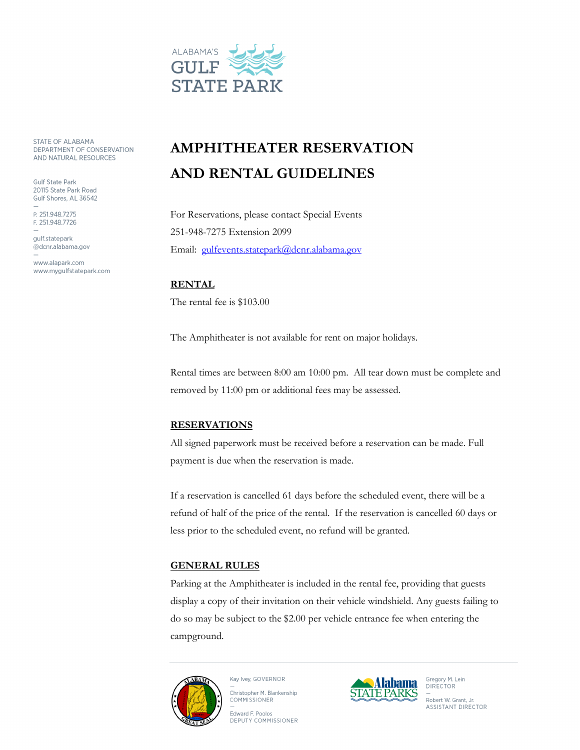ALABAMA'S GULF STATE PARK

STATE OF ALABAMA
DEPARTMENT OF CONSERVATION
AND NATURAL RESOURCES

Gulf State Park
20115 State Park Road
Gulf Shores, AL 36542

P. 251.948.7275
F. 251.948.7726

gulf.statepark
@dcnr.alabama.gov

www.alapark.com
www.mygulfstatepark.com

# AMPHITHEATER RESERVATION AND RENTAL GUIDELINES

For Reservations, please contact Special Events
251-948-7275 Extension 2099
Email: gulfevents.statepark@dcnr.alabama.gov

## RENTAL

The rental fee is $103.00

The Amphitheater is not available for rent on major holidays.

Rental times are between 8:00 am 10:00 pm. All tear down must be complete and removed by 11:00 pm or additional fees may be assessed.

## RESERVATIONS

All signed paperwork must be received before a reservation can be made. Full payment is due when the reservation is made.

If a reservation is cancelled 61 days before the scheduled event, there will be a refund of half of the price of the rental. If the reservation is cancelled 60 days or less prior to the scheduled event, no refund will be granted.

## GENERAL RULES

Parking at the Amphitheater is included in the rental fee, providing that guests display a copy of their invitation on their vehicle windshield. Any guests failing to do so may be subject to the $2.00 per vehicle entrance fee when entering the campground.

Kay Ivey, GOVERNOR
Christopher M. Blankenship, COMMISSIONER
Edward F. Poolos, DEPUTY COMMISSIONER

Alabama STATE PARKS

Gregory M. Lein, DIRECTOR
Robert W. Grant, Jr., ASSISTANT DIRECTOR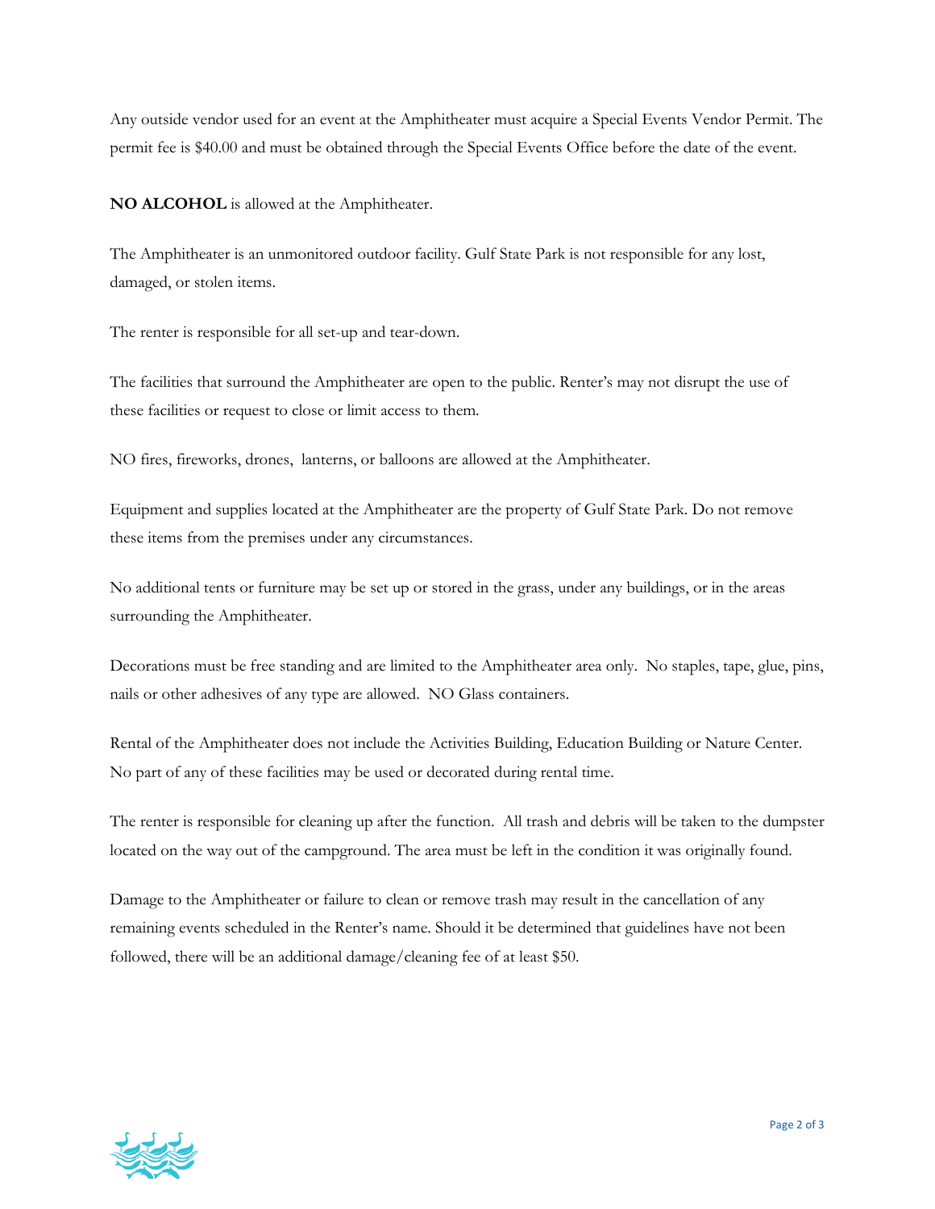Any outside vendor used for an event at the Amphitheater must acquire a Special Events Vendor Permit. The permit fee is $40.00 and must be obtained through the Special Events Office before the date of the event.

**NO ALCOHOL** is allowed at the Amphitheater.

The Amphitheater is an unmonitored outdoor facility. Gulf State Park is not responsible for any lost, damaged, or stolen items.

The renter is responsible for all set-up and tear-down.

The facilities that surround the Amphitheater are open to the public. Renter's may not disrupt the use of these facilities or request to close or limit access to them.

NO fires, fireworks, drones, lanterns, or balloons are allowed at the Amphitheater.

Equipment and supplies located at the Amphitheater are the property of Gulf State Park. Do not remove these items from the premises under any circumstances.

No additional tents or furniture may be set up or stored in the grass, under any buildings, or in the areas surrounding the Amphitheater.

Decorations must be free standing and are limited to the Amphitheater area only. No staples, tape, glue, pins, nails or other adhesives of any type are allowed. NO Glass containers.

Rental of the Amphitheater does not include the Activities Building, Education Building or Nature Center. No part of any of these facilities may be used or decorated during rental time.

The renter is responsible for cleaning up after the function. All trash and debris will be taken to the dumpster located on the way out of the campground. The area must be left in the condition it was originally found.

Damage to the Amphitheater or failure to clean or remove trash may result in the cancellation of any remaining events scheduled in the Renter's name. Should it be determined that guidelines have not been followed, there will be an additional damage/cleaning fee of at least $50.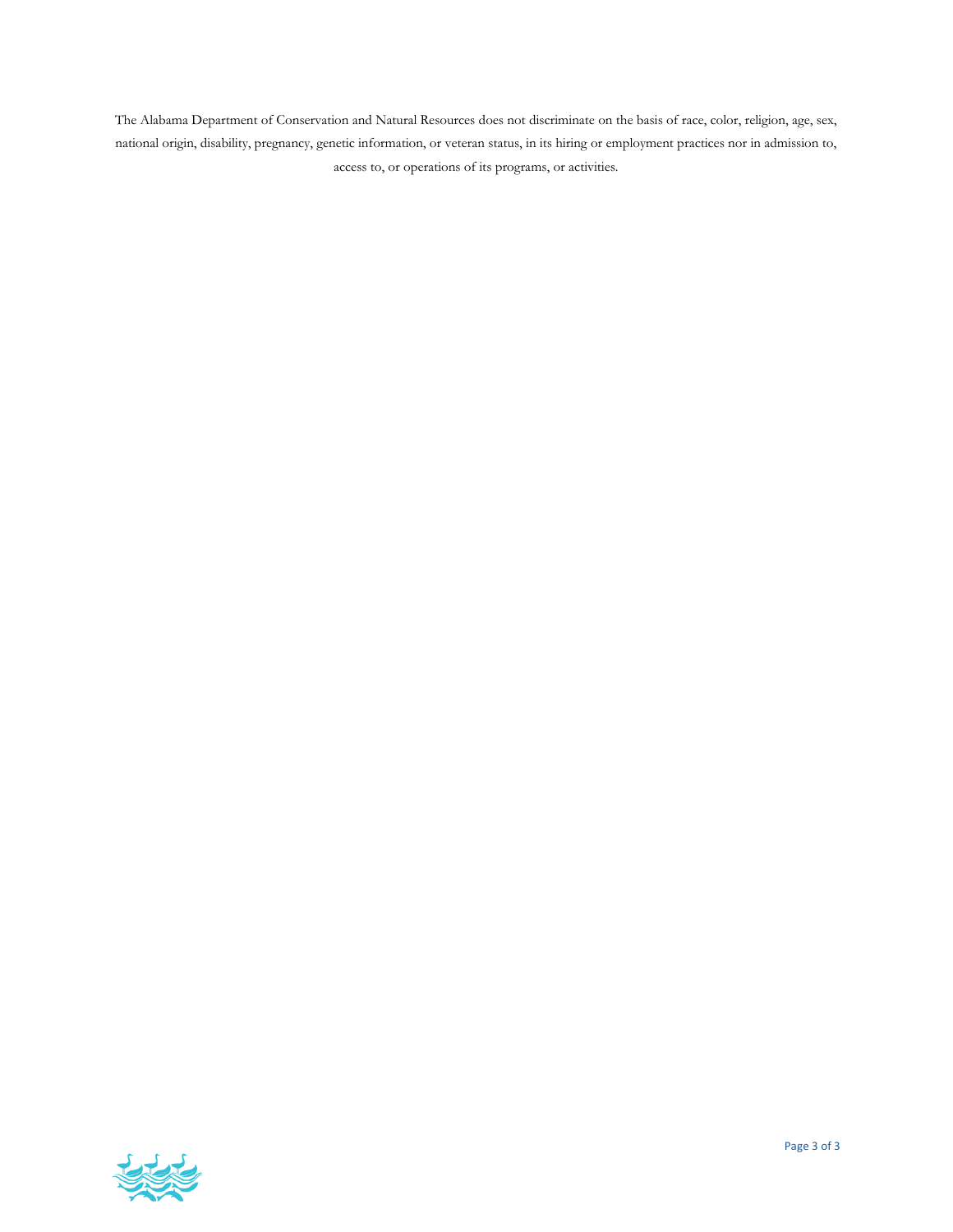The Alabama Department of Conservation and Natural Resources does not discriminate on the basis of race, color, religion, age, sex, national origin, disability, pregnancy, genetic information, or veteran status, in its hiring or employment practices nor in admission to, access to, or operations of its programs, or activities.